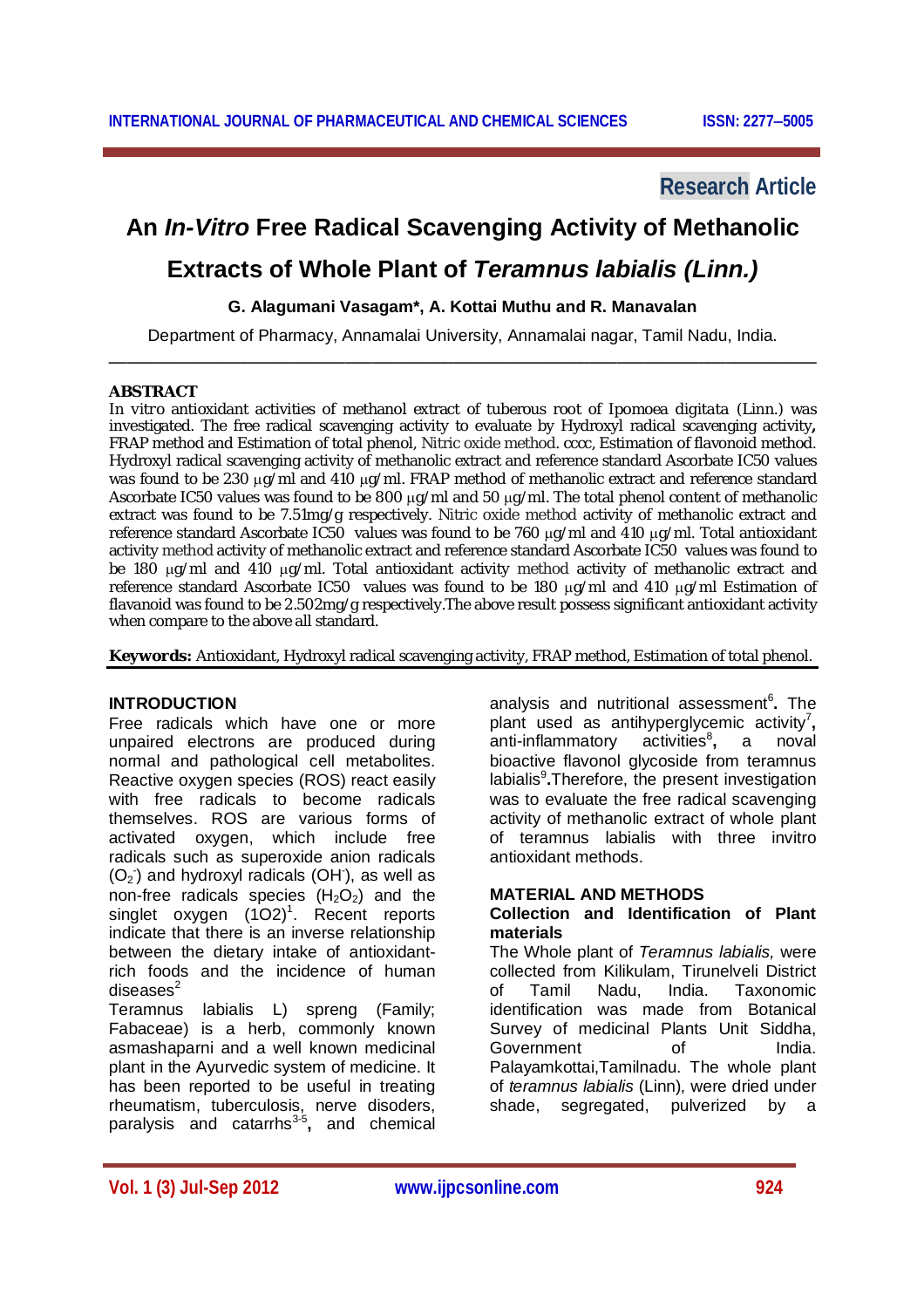**Research Article**

# An *In-Vitro* Free Radical Scavenging Activity of Methanolic Extracts of Whole Plant of *Teramnus labialis (Linn.)*

**G. Alagumani Vasagam\*, A. Kottai Muthu and R. Manavalan**

Department of Pharmacy, Annamalai University, Annamalai nagar, Tamil Nadu, India.

## ABSTRACT

In vitro antioxidant activities of methanol extract of tuberous root of Ipomoea digitata (Linn.) was investigated. The free radical scavenging activity to evaluate by Hydroxyl radical scavenging activity**,** FRAP method and Estimation of total phenol, Nitric oxide method. cccc, Estimation of flavonoid method. Hydroxyl radical scavenging activity of methanolic extract and reference standard Ascorbate IC50 values was found to be 230 μg/ml and 410 μg/ml. FRAP method of methanolic extract and reference standard Ascorbate IC50 values was found to be 800 μg/ml and 50 μg/ml. The total phenol content of methanolic extract was found to be 7.51mg/g respectively. Nitric oxide method activity of methanolic extract and reference standard Ascorbate IC50 values was found to be 760 μg/ml and 410 μg/ml. Total antioxidant activity method activity of methanolic extract and reference standard Ascorbate IC50 values was found to be 180 μg/ml and 410 μg/ml. Total antioxidant activity method activity of methanolic extract and reference standard Ascorbate IC50 values was found to be 180 μg/ml and 410 μg/ml Estimation of flavanoid was found to be 2.502mg/g respectively.The above result possess significant antioxidant activity when compare to the above all standard.

**Keywords:** Antioxidant, Hydroxyl radical scavenging activity, FRAP method, Estimation of total phenol.

## INTRODUCTION

Free radicals which have one or more unpaired electrons are produced during normal and pathological cell metabolites. Reactive oxygen species (ROS) react easily with free radicals to become radicals themselves. ROS are various forms of activated oxygen, which include free radicals such as superoxide anion radicals ($O_2^-$) and hydroxyl radicals ($OH^-$), as well as non-free radicals species ($H_2O_2$) and the singlet oxygen (1O2)[1]. Recent reports indicate that there is an inverse relationship between the dietary intake of antioxidant-rich foods and the incidence of human diseases[2]

Teramnus labialis L) spreng (Family; Fabaceae) is a herb, commonly known asmashaparni and a well known medicinal plant in the Ayurvedic system of medicine. It has been reported to be useful in treating rheumatism, tuberculosis, nerve disoders, paralysis and catarrhs[3-5]**,** and chemical analysis and nutritional assessment[6]. The plant used as antihyperglycemic activity[7]**,** anti-inflammatory activities[8], a noval bioactive flavonol glycoside from teramnus labialis[9]**.**Therefore, the present investigation was to evaluate the free radical scavenging activity of methanolic extract of whole plant of teramnus labialis with three invitro antioxidant methods.

## MATERIAL AND METHODS

### Collection and Identification of Plant materials

The Whole plant of *Teramnus labialis,* were collected from Kilikulam, Tirunelveli District of Tamil Nadu, India. Taxonomic identification was made from Botanical Survey of medicinal Plants Unit Siddha, Government of India. Palayamkottai,Tamilnadu. The whole plant of *teramnus labialis* (Linn)*,* were dried under shade, segregated, pulverized by a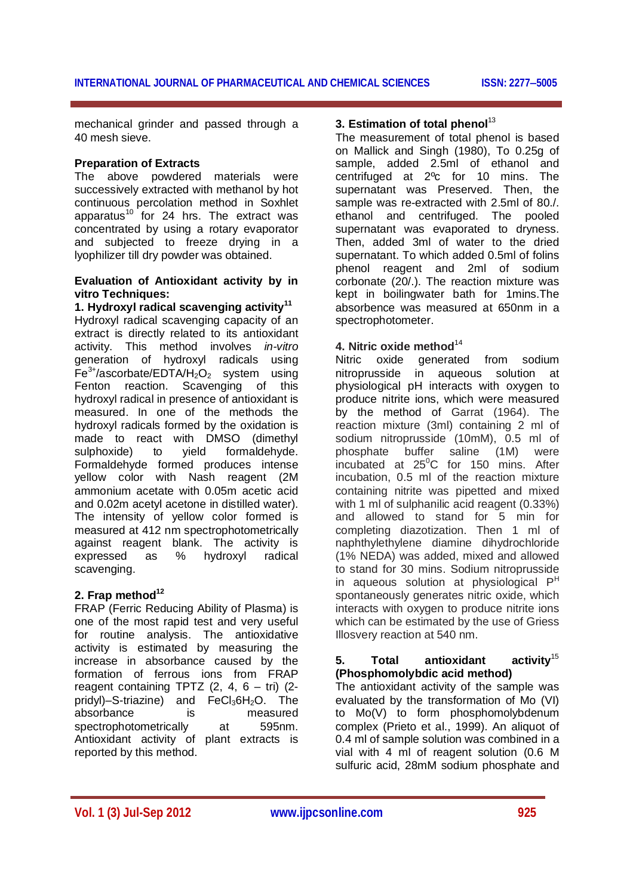mechanical grinder and passed through a 40 mesh sieve.

### Preparation of Extracts

The above powdered materials were successively extracted with methanol by hot continuous percolation method in Soxhlet apparatus[10] for 24 hrs. The extract was concentrated by using a rotary evaporator and subjected to freeze drying in a lyophilizer till dry powder was obtained.

### Evaluation of Antioxidant activity by in vitro Techniques:

**1. Hydroxyl radical scavenging activity[11]**

Hydroxyl radical scavenging capacity of an extract is directly related to its antioxidant activity. This method involves *in-vitro* generation of hydroxyl radicals using $Fe^{3+}$/ascorbate/EDTA/$H_2O_2$ system using Fenton reaction. Scavenging of this hydroxyl radical in presence of antioxidant is measured. In one of the methods the hydroxyl radicals formed by the oxidation is made to react with DMSO (dimethyl sulphoxide) to yield formaldehyde. Formaldehyde formed produces intense yellow color with Nash reagent (2M ammonium acetate with 0.05m acetic acid and 0.02m acetyl acetone in distilled water). The intensity of yellow color formed is measured at 412 nm spectrophotometrically against reagent blank. The activity is expressed as % hydroxyl radical scavenging.

**2. Frap method[12]**

FRAP (Ferric Reducing Ability of Plasma) is one of the most rapid test and very useful for routine analysis. The antioxidative activity is estimated by measuring the increase in absorbance caused by the formation of ferrous ions from FRAP reagent containing TPTZ (2, 4, 6 – tri) (2-pridyl)–S-triazine) and $FeCl_3 6H_2O$. The absorbance is measured spectrophotometrically at 595nm. Antioxidant activity of plant extracts is reported by this method.

**3. Estimation of total phenol[13]**

The measurement of total phenol is based on Mallick and Singh (1980), To 0.25g of sample, added 2.5ml of ethanol and centrifuged at 2ºc for 10 mins. The supernatant was Preserved. Then, the sample was re-extracted with 2.5ml of 80./. ethanol and centrifuged. The pooled supernatant was evaporated to dryness. Then, added 3ml of water to the dried supernatant. To which added 0.5ml of folins phenol reagent and 2ml of sodium corbonate (20/.). The reaction mixture was kept in boilingwater bath for 1mins.The absorbence was measured at 650nm in a spectrophotometer.

**4. Nitric oxide method[14]**

Nitric oxide generated from sodium nitroprusside in aqueous solution at physiological pH interacts with oxygen to produce nitrite ions, which were measured by the method of Garrat (1964). The reaction mixture (3ml) containing 2 ml of sodium nitroprusside (10mM), 0.5 ml of phosphate buffer saline (1M) were incubated at $25^0$C for 150 mins. After incubation, 0.5 ml of the reaction mixture containing nitrite was pipetted and mixed with 1 ml of sulphanilic acid reagent (0.33%) and allowed to stand for 5 min for completing diazotization. Then 1 ml of naphthylethylene diamine dihydrochloride (1% NEDA) was added, mixed and allowed to stand for 30 mins. Sodium nitroprusside in aqueous solution at physiological $P^H$ spontaneously generates nitric oxide, which interacts with oxygen to produce nitrite ions which can be estimated by the use of Griess Illosvery reaction at 540 nm.

**5. Total antioxidant activity[15] (Phosphomolybdic acid method)**

The antioxidant activity of the sample was evaluated by the transformation of Mo (VI) to Mo(V) to form phosphomolybdenum complex (Prieto et al., 1999). An aliquot of 0.4 ml of sample solution was combined in a vial with 4 ml of reagent solution (0.6 M sulfuric acid, 28mM sodium phosphate and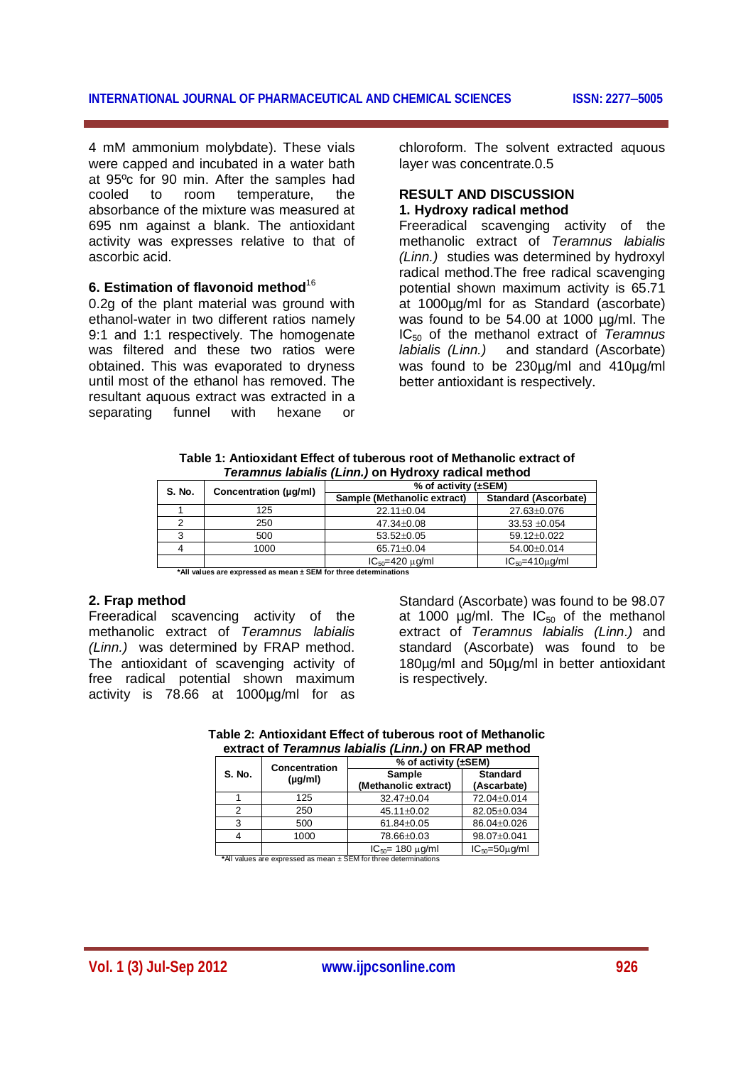4 mM ammonium molybdate). These vials were capped and incubated in a water bath at 95ºc for 90 min. After the samples had cooled to room temperature, the absorbance of the mixture was measured at 695 nm against a blank. The antioxidant activity was expresses relative to that of ascorbic acid.

### 6. Estimation of flavonoid method[16]

0.2g of the plant material was ground with ethanol-water in two different ratios namely 9:1 and 1:1 respectively. The homogenate was filtered and these two ratios were obtained. This was evaporated to dryness until most of the ethanol has removed. The resultant aquous extract was extracted in a separating funnel with hexane or chloroform. The solvent extracted aquous layer was concentrate.0.5

## RESULT AND DISCUSSION

### 1. Hydroxy radical method

Freeradical scavenging activity of the methanolic extract of *Teramnus labialis (Linn.)* studies was determined by hydroxyl radical method.The free radical scavenging potential shown maximum activity is 65.71 at 1000µg/ml for as Standard (ascorbate) was found to be 54.00 at 1000 µg/ml. The $IC_{50}$ of the methanol extract of *Teramnus labialis (Linn.)* and standard (Ascorbate) was found to be 230µg/ml and 410µg/ml better antioxidant is respectively.

**Table 1: Antioxidant Effect of tuberous root of Methanolic extract of *Teramnus labialis (Linn.)* on Hydroxy radical method**

| S. No. | Concentration (µg/ml) | % of activity (±SEM) | |
|---|---|---|---|
| | | Sample (Methanolic extract) | Standard (Ascorbate) |
| 1 | 125 | 22.11±0.04 | 27.63±0.076 |
| 2 | 250 | 47.34±0.08 | 33.53 ±0.054 |
| 3 | 500 | 53.52±0.05 | 59.12±0.022 |
| 4 | 1000 | 65.71±0.04 | 54.00±0.014 |
| | | $IC_{50}$=420 µg/ml | $IC_{50}$=410µg/ml |

*All values are expressed as mean ± SEM for three determinations

### 2. Frap method

Freeradical scavencing activity of the methanolic extract of *Teramnus labialis (Linn.)* was determined by FRAP method. The antioxidant of scavenging activity of free radical potential shown maximum activity is 78.66 at 1000µg/ml for as Standard (Ascorbate) was found to be 98.07 at 1000 µg/ml. The $IC_{50}$ of the methanol extract of *Teramnus labialis (Linn.)* and standard (Ascorbate) was found to be 180µg/ml and 50µg/ml in better antioxidant is respectively.

**Table 2: Antioxidant Effect of tuberous root of Methanolic extract of *Teramnus labialis (Linn.)* on FRAP method**

| S. No. | Concentration (µg/ml) | % of activity (±SEM) | |
|---|---|---|---|
| | | Sample (Methanolic extract) | Standard (Ascarbate) |
| 1 | 125 | 32.47±0.04 | 72.04±0.014 |
| 2 | 250 | 45.11±0.02 | 82.05±0.034 |
| 3 | 500 | 61.84±0.05 | 86.04±0.026 |
| 4 | 1000 | 78.66±0.03 | 98.07±0.041 |
| | | $IC_{50}$= 180 µg/ml | $IC_{50}$=50µg/ml |

*All values are expressed as mean ± SEM for three determinations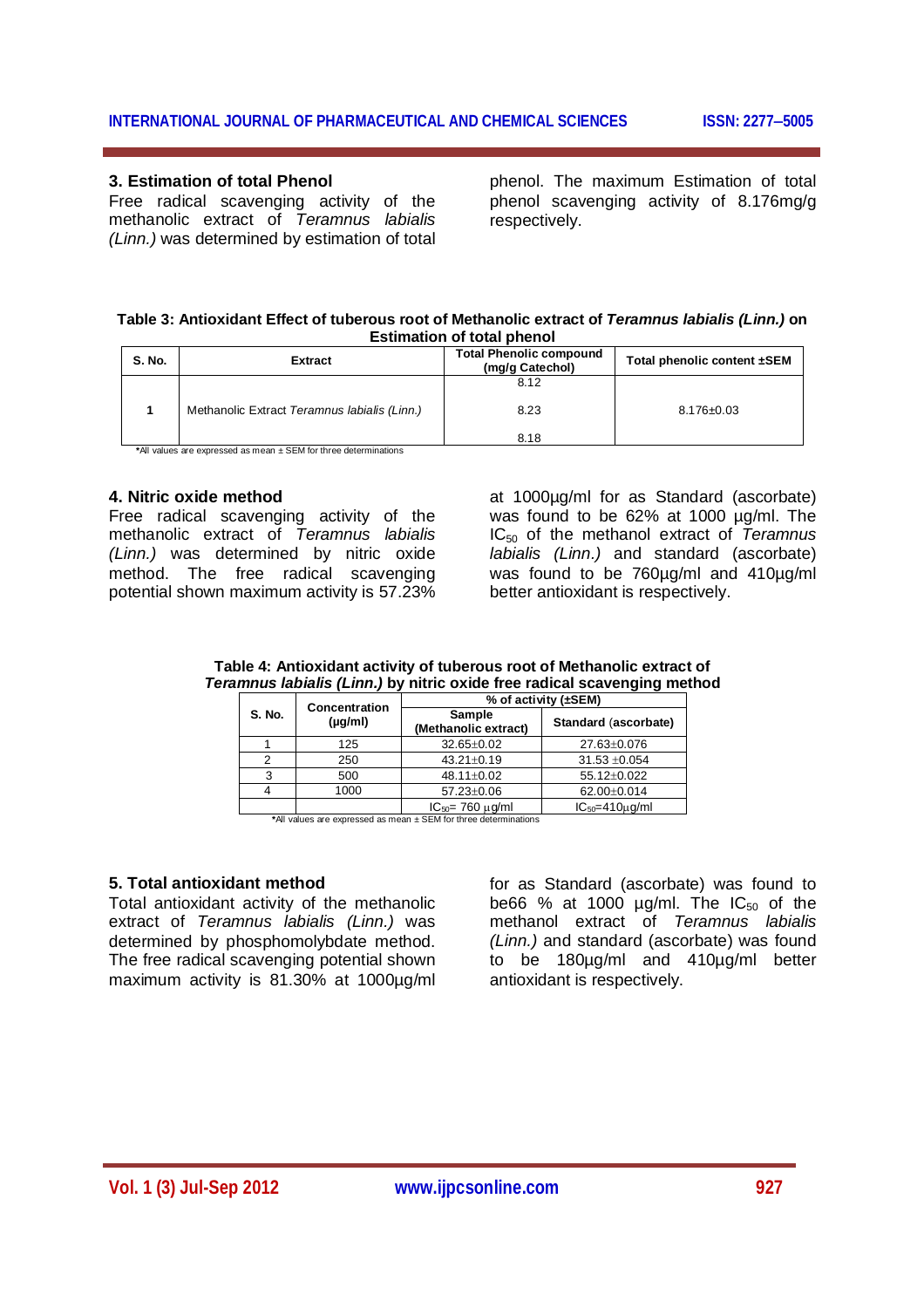### 3. Estimation of total Phenol

Free radical scavenging activity of the methanolic extract of *Teramnus labialis (Linn.)* was determined by estimation of total phenol. The maximum Estimation of total phenol scavenging activity of 8.176mg/g respectively.

**Table 3: Antioxidant Effect of tuberous root of Methanolic extract of *Teramnus labialis (Linn.)* on Estimation of total phenol**

| S. No. | Extract | Total Phenolic compound (mg/g Catechol) | Total phenolic content ±SEM |
|---|---|---|---|
| 1 | Methanolic Extract *Teramnus labialis (Linn.)* | 8.12 | 8.176±0.03 |
| | | 8.23 | |
| | | 8.18 | |

*All values are expressed as mean ± SEM for three determinations

### 4. Nitric oxide method

Free radical scavenging activity of the methanolic extract of *Teramnus labialis (Linn.)* was determined by nitric oxide method. The free radical scavenging potential shown maximum activity is 57.23% at 1000µg/ml for as Standard (ascorbate) was found to be 62% at 1000 µg/ml. The $IC_{50}$ of the methanol extract of *Teramnus labialis (Linn.)* and standard (ascorbate) was found to be 760µg/ml and 410µg/ml better antioxidant is respectively.

**Table 4: Antioxidant activity of tuberous root of Methanolic extract of *Teramnus labialis (Linn.)* by nitric oxide free radical scavenging method**

| S. No. | Concentration (µg/ml) | % of activity (±SEM) | |
|---|---|---|---|
| | | Sample (Methanolic extract) | Standard (ascorbate) |
| 1 | 125 | 32.65±0.02 | 27.63±0.076 |
| 2 | 250 | 43.21±0.19 | 31.53 ±0.054 |
| 3 | 500 | 48.11±0.02 | 55.12±0.022 |
| 4 | 1000 | 57.23±0.06 | 62.00±0.014 |
| | | $IC_{50}$= 760 µg/ml | $IC_{50}$=410µg/ml |

*All values are expressed as mean ± SEM for three determinations

### 5. Total antioxidant method

Total antioxidant activity of the methanolic extract of *Teramnus labialis (Linn.)* was determined by phosphomolybdate method. The free radical scavenging potential shown maximum activity is 81.30% at 1000µg/ml for as Standard (ascorbate) was found to be66 % at 1000 µg/ml. The $IC_{50}$ of the methanol extract of *Teramnus labialis (Linn.)* and standard (ascorbate) was found to be 180µg/ml and 410µg/ml better antioxidant is respectively.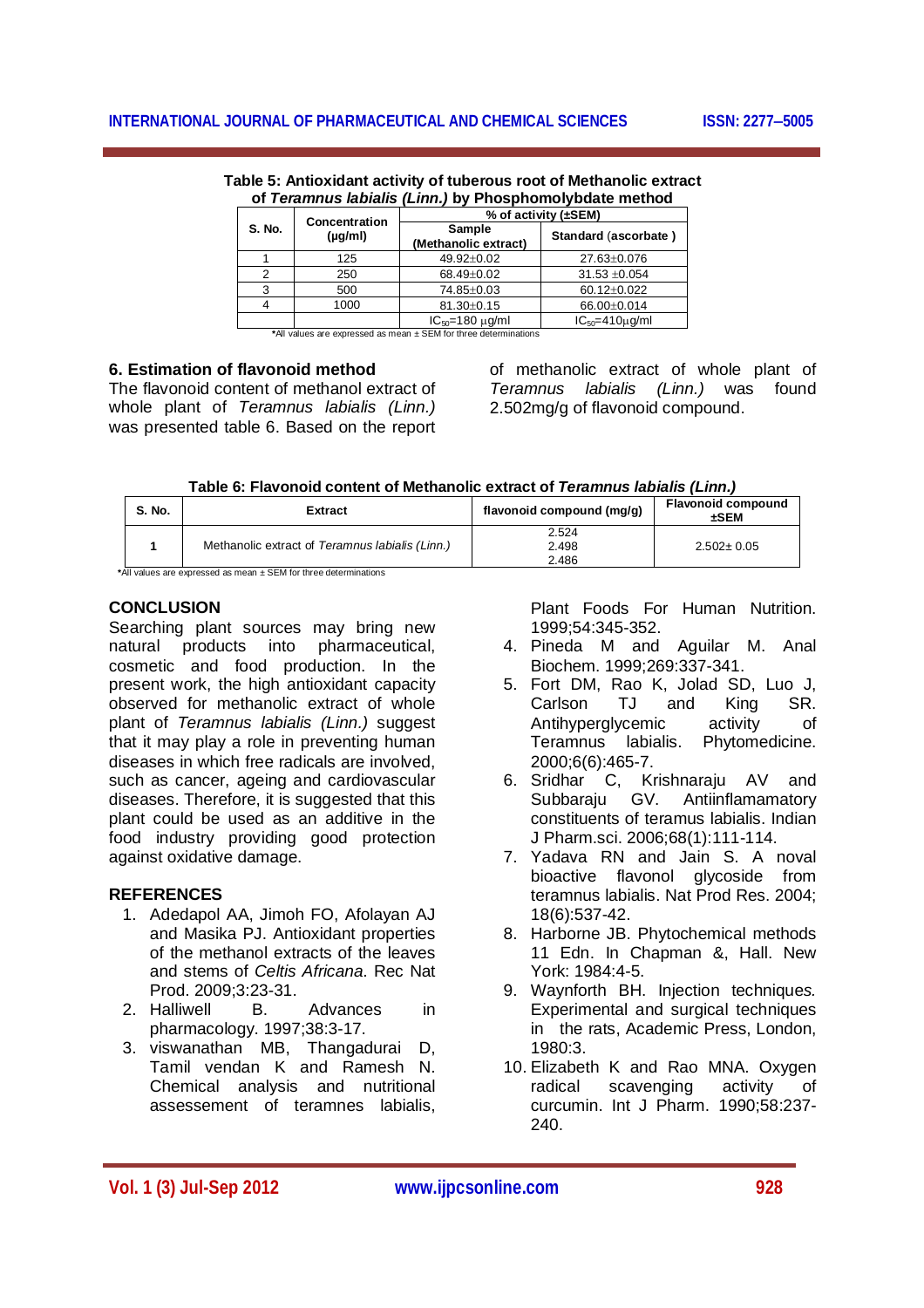**Table 5: Antioxidant activity of tuberous root of Methanolic extract of *Teramnus labialis (Linn.)* by Phosphomolybdate method**

| S. No. | Concentration (µg/ml) | % of activity (±SEM) | |
|---|---|---|---|
| | | Sample (Methanolic extract) | Standard (ascorbate) |
| 1 | 125 | 49.92±0.02 | 27.63±0.076 |
| 2 | 250 | 68.49±0.02 | 31.53 ±0.054 |
| 3 | 500 | 74.85±0.03 | 60.12±0.022 |
| 4 | 1000 | 81.30±0.15 | 66.00±0.014 |
| | | $IC_{50}$=180 µg/ml | $IC_{50}$=410µg/ml |

*All values are expressed as mean ± SEM for three determinations

### 6. Estimation of flavonoid method

The flavonoid content of methanol extract of whole plant of *Teramnus labialis (Linn.)* was presented table 6. Based on the report of methanolic extract of whole plant of *Teramnus labialis (Linn.)* was found 2.502mg/g of flavonoid compound.

**Table 6: Flavonoid content of Methanolic extract of *Teramnus labialis (Linn.)***

| S. No. | Extract | flavonoid compound (mg/g) | Flavonoid compound ±SEM |
|---|---|---|---|
| 1 | Methanolic extract of *Teramnus labialis (Linn.)* | 2.524<br>2.498<br>2.486 | 2.502± 0.05 |

*All values are expressed as mean ± SEM for three determinations

## CONCLUSION

Searching plant sources may bring new natural products into pharmaceutical, cosmetic and food production. In the present work, the high antioxidant capacity observed for methanolic extract of whole plant of *Teramnus labialis (Linn.)* suggest that it may play a role in preventing human diseases in which free radicals are involved, such as cancer, ageing and cardiovascular diseases. Therefore, it is suggested that this plant could be used as an additive in the food industry providing good protection against oxidative damage.

## REFERENCES

1. Adedapol AA, Jimoh FO, Afolayan AJ and Masika PJ. Antioxidant properties of the methanol extracts of the leaves and stems of *Celtis Africana*. Rec Nat Prod. 2009;3:23-31.
2. Halliwell B. Advances in pharmacology. 1997;38:3-17.
3. viswanathan MB, Thangadurai D, Tamil vendan K and Ramesh N. Chemical analysis and nutritional assessement of teramnes labialis, Plant Foods For Human Nutrition. 1999;54:345-352.
4. Pineda M and Aguilar M. Anal Biochem. 1999;269:337-341.
5. Fort DM, Rao K, Jolad SD, Luo J, Carlson TJ and King SR. Antihyperglycemic activity of Teramnus labialis. Phytomedicine. 2000;6(6):465-7.
6. Sridhar C, Krishnaraju AV and Subbaraju GV. Antiinflamamatory constituents of teramus labialis. Indian J Pharm.sci. 2006;68(1):111-114.
7. Yadava RN and Jain S. A noval bioactive flavonol glycoside from teramnus labialis. Nat Prod Res. 2004; 18(6):537-42.
8. Harborne JB. Phytochemical methods 11 Edn. In Chapman &, Hall. New York: 1984:4-5.
9. Waynforth BH. Injection techniques. Experimental and surgical techniques in the rats, Academic Press, London, 1980:3.
10. Elizabeth K and Rao MNA. Oxygen radical scavenging activity of curcumin. Int J Pharm. 1990;58:237-240.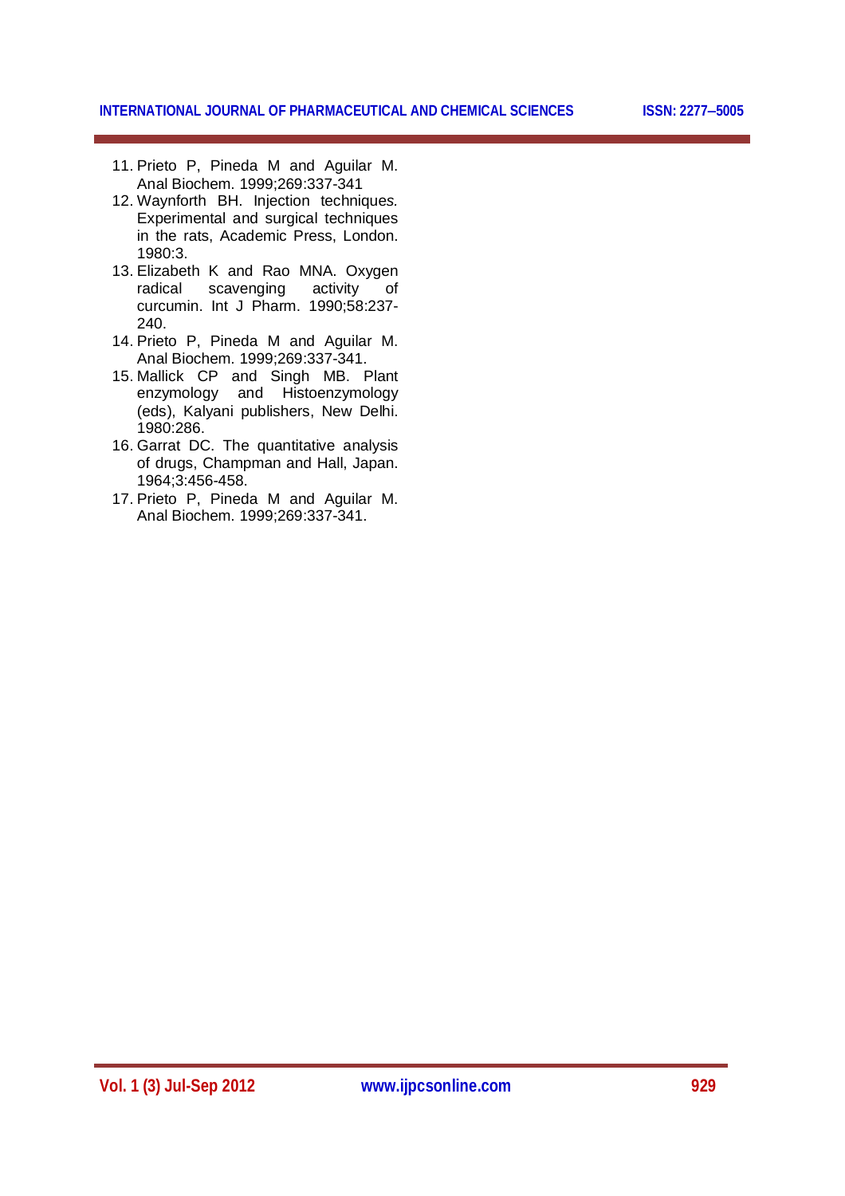11. Prieto P, Pineda M and Aguilar M. Anal Biochem. 1999;269:337-341
12. Waynforth BH. Injection techniques*.* Experimental and surgical techniques in the rats, Academic Press, London. 1980:3.
13. Elizabeth K and Rao MNA. Oxygen radical scavenging activity of curcumin. Int J Pharm. 1990;58:237-240.
14. Prieto P, Pineda M and Aguilar M. Anal Biochem. 1999;269:337-341.
15. Mallick CP and Singh MB. Plant enzymology and Histoenzymology (eds), Kalyani publishers, New Delhi. 1980:286.
16. Garrat DC. The quantitative analysis of drugs, Champman and Hall, Japan. 1964;3:456-458.
17. Prieto P, Pineda M and Aguilar M. Anal Biochem. 1999;269:337-341.